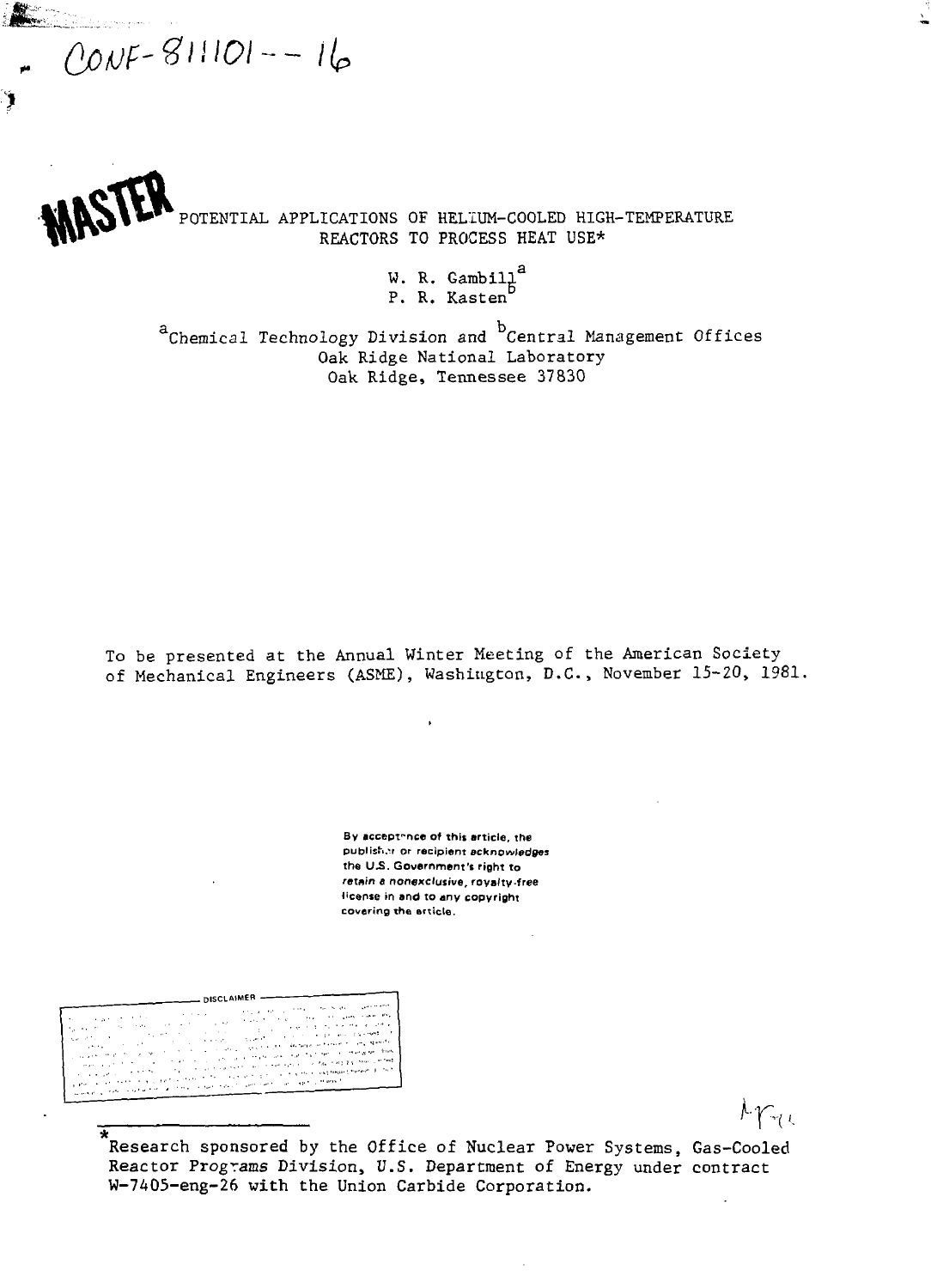CONF-811101--16

MASTER

# POTENTIAL APPLICATIONS OF HELIUM-COOLED HIGH-TEMPERATURE REACTORS TO PROCESS HEAT USE*

W. R. Gambill[a]
P. R. Kasten[b]

[a]Chemical Technology Division and [b]Central Management Offices
Oak Ridge National Laboratory
Oak Ridge, Tennessee 37830

To be presented at the Annual Winter Meeting of the American Society of Mechanical Engineers (ASME), Washington, D.C., November 15-20, 1981.

By acceptance of this article, the publisher or recipient acknowledges the U.S. Government's right to retain a nonexclusive, royalty-free license in and to any copyright covering the article.

DISCLAIMER

*Research sponsored by the Office of Nuclear Power Systems, Gas-Cooled Reactor Programs Division, U.S. Department of Energy under contract W-7405-eng-26 with the Union Carbide Corporation.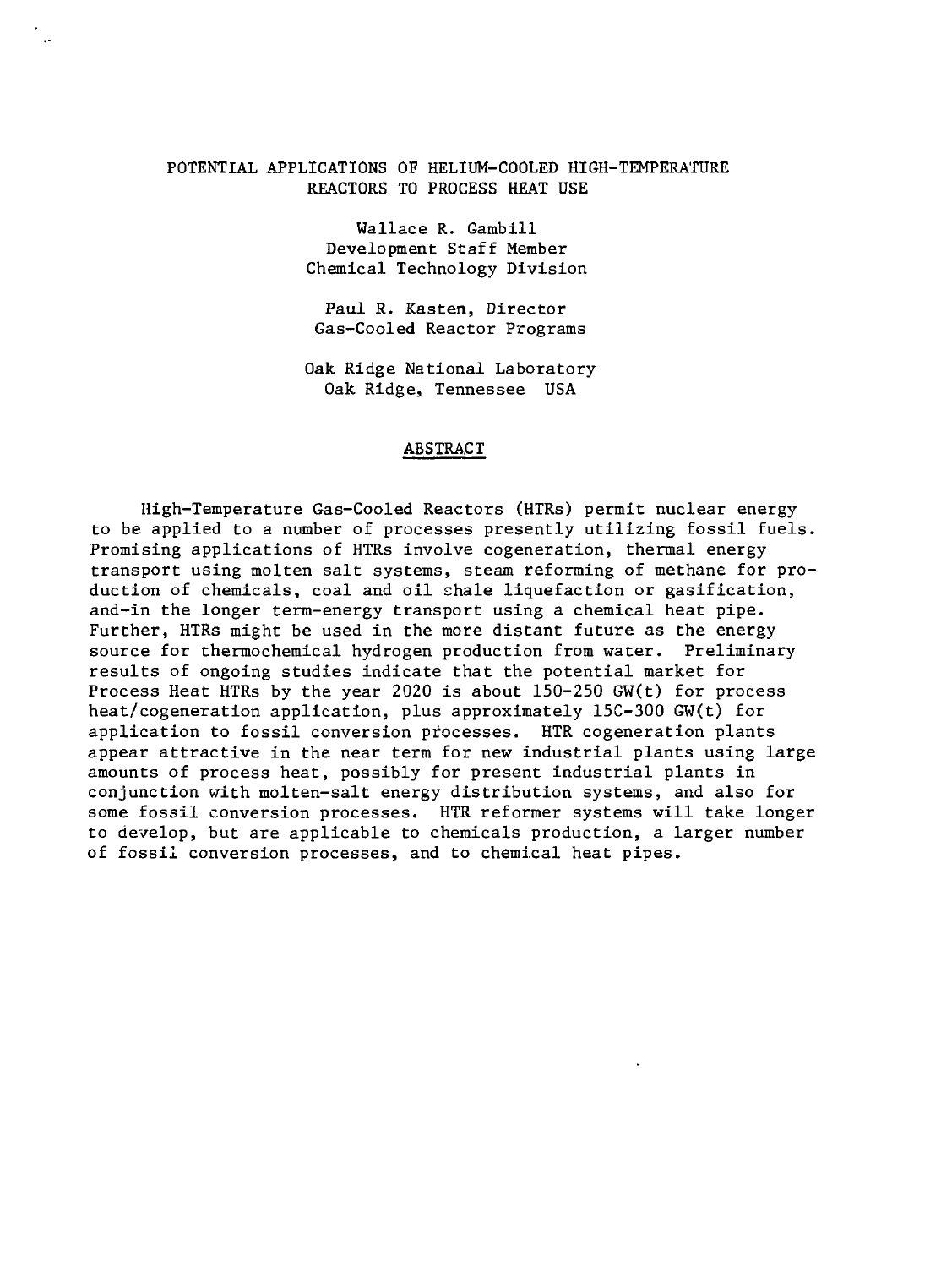# POTENTIAL APPLICATIONS OF HELIUM-COOLED HIGH-TEMPERATURE REACTORS TO PROCESS HEAT USE

Wallace R. Gambill
Development Staff Member
Chemical Technology Division

Paul R. Kasten, Director
Gas-Cooled Reactor Programs

Oak Ridge National Laboratory
Oak Ridge, Tennessee USA

## ABSTRACT

High-Temperature Gas-Cooled Reactors (HTRs) permit nuclear energy to be applied to a number of processes presently utilizing fossil fuels. Promising applications of HTRs involve cogeneration, thermal energy transport using molten salt systems, steam reforming of methane for production of chemicals, coal and oil shale liquefaction or gasification, and-in the longer term-energy transport using a chemical heat pipe. Further, HTRs might be used in the more distant future as the energy source for thermochemical hydrogen production from water. Preliminary results of ongoing studies indicate that the potential market for Process Heat HTRs by the year 2020 is about 150-250 GW(t) for process heat/cogeneration application, plus approximately 150-300 GW(t) for application to fossil conversion processes. HTR cogeneration plants appear attractive in the near term for new industrial plants using large amounts of process heat, possibly for present industrial plants in conjunction with molten-salt energy distribution systems, and also for some fossil conversion processes. HTR reformer systems will take longer to develop, but are applicable to chemicals production, a larger number of fossil conversion processes, and to chemical heat pipes.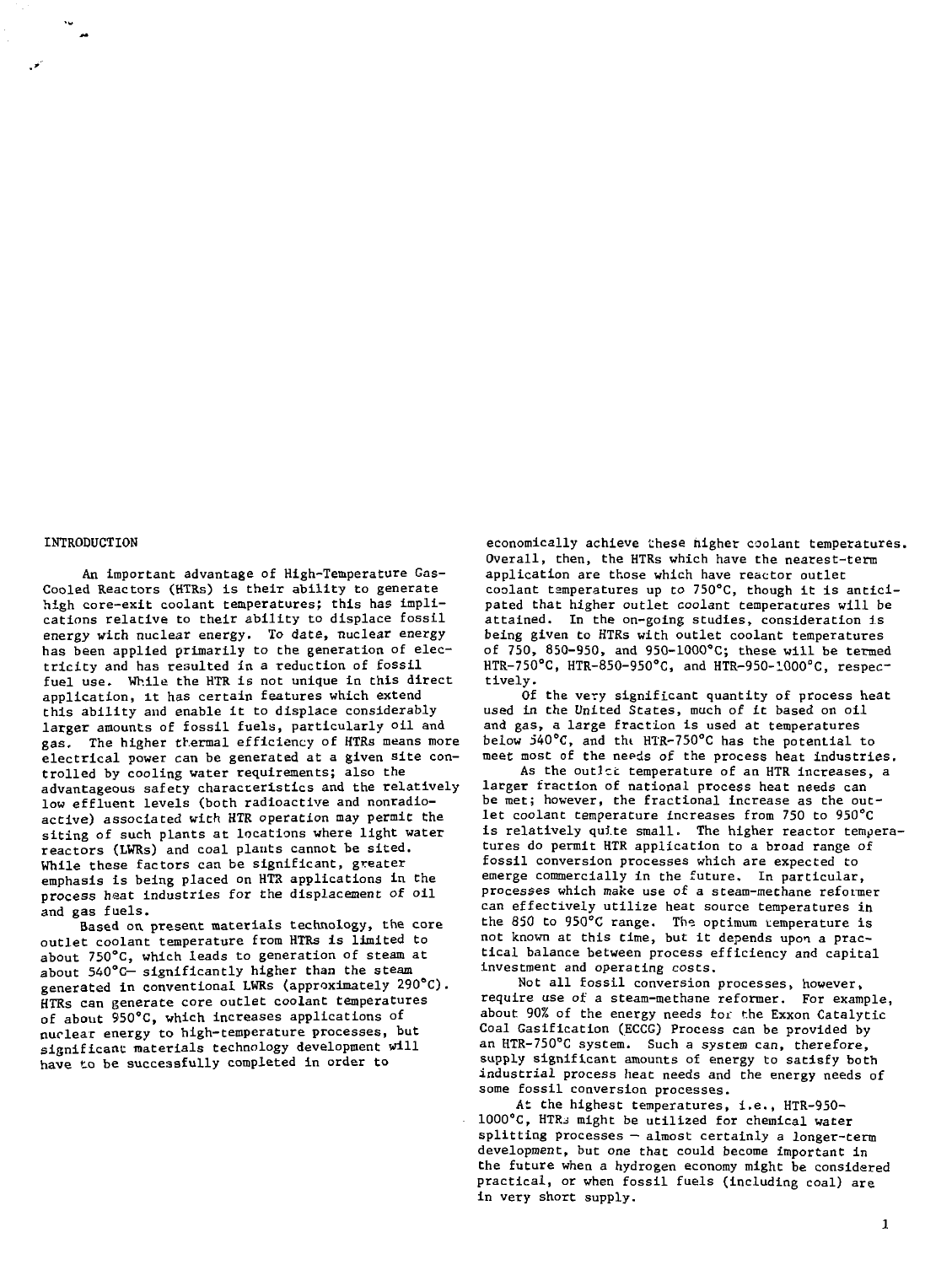## INTRODUCTION

An important advantage of High-Temperature Gas-Cooled Reactors (HTRs) is their ability to generate high core-exit coolant temperatures; this has implications relative to their ability to displace fossil energy with nuclear energy. To date, nuclear energy has been applied primarily to the generation of electricity and has resulted in a reduction of fossil fuel use. While the HTR is not unique in this direct application, it has certain features which extend this ability and enable it to displace considerably larger amounts of fossil fuels, particularly oil and gas. The higher thermal efficiency of HTRs means more electrical power can be generated at a given site controlled by cooling water requirements; also the advantageous safety characteristics and the relatively low effluent levels (both radioactive and nonradioactive) associated with HTR operation may permit the siting of such plants at locations where light water reactors (LWRs) and coal plants cannot be sited. While these factors can be significant, greater emphasis is being placed on HTR applications in the process heat industries for the displacement of oil and gas fuels.

Based on present materials technology, the core outlet coolant temperature from HTRs is limited to about 750°C, which leads to generation of steam at about 540°C— significantly higher than the steam generated in conventional LWRs (approximately 290°C). HTRs can generate core outlet coolant temperatures of about 950°C, which increases applications of nuclear energy to high-temperature processes, but significant materials technology development will have to be successfully completed in order to economically achieve these higher coolant temperatures. Overall, then, the HTRs which have the nearest-term application are those which have reactor outlet coolant temperatures up to 750°C, though it is anticipated that higher outlet coolant temperatures will be attained. In the on-going studies, consideration is being given to HTRs with outlet coolant temperatures of 750, 850-950, and 950-1000°C; these will be termed HTR-750°C, HTR-850-950°C, and HTR-950-1000°C, respectively.

Of the very significant quantity of process heat used in the United States, much of it based on oil and gas, a large fraction is used at temperatures below 540°C, and the HTR-750°C has the potential to meet most of the needs of the process heat industries.

As the outlet temperature of an HTR increases, a larger fraction of national process heat needs can be met; however, the fractional increase as the outlet coolant temperature increases from 750 to 950°C is relatively quite small. The higher reactor temperatures do permit HTR application to a broad range of fossil conversion processes which are expected to emerge commercially in the future. In particular, processes which make use of a steam-methane reformer can effectively utilize heat source temperatures in the 850 to 950°C range. The optimum temperature is not known at this time, but it depends upon a practical balance between process efficiency and capital investment and operating costs.

Not all fossil conversion processes, however, require use of a steam-methane reformer. For example, about 90% of the energy needs for the Exxon Catalytic Coal Gasification (ECCG) Process can be provided by an HTR-750°C system. Such a system can, therefore, supply significant amounts of energy to satisfy both industrial process heat needs and the energy needs of some fossil conversion processes.

At the highest temperatures, i.e., HTR-950-1000°C, HTRs might be utilized for chemical water splitting processes — almost certainly a longer-term development, but one that could become important in the future when a hydrogen economy might be considered practical, or when fossil fuels (including coal) are in very short supply.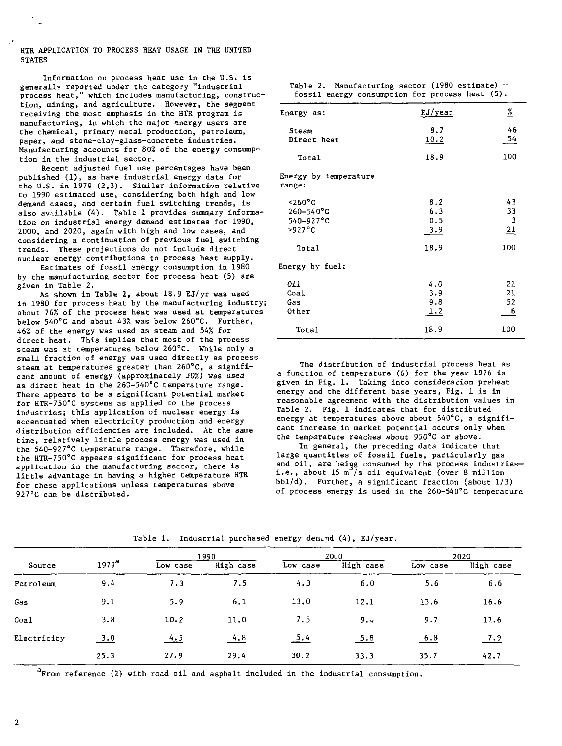## HTR APPLICATION TO PROCESS HEAT USAGE IN THE UNITED STATES

Information on process heat use in the U.S. is generally reported under the category "industrial process heat," which includes manufacturing, construction, mining, and agriculture. However, the segment receiving the most emphasis in the HTR program is manufacturing, in which the major energy users are the chemical, primary metal production, petroleum, paper, and stone-clay-glass-concrete industries. Manufacturing accounts for 80% of the energy consumption in the industrial sector.

Recent adjusted fuel use percentages have been published (1), as have industrial energy data for the U.S. in 1979 (2,3). Similar information relative to 1990 estimated use, considering both high and low demand cases, and certain fuel switching trends, is also available (4). Table 1 provides summary information on industrial energy demand estimates for 1990, 2000, and 2020, again with high and low cases, and considering a continuation of previous fuel switching trends. These projections do not include direct nuclear energy contributions to process heat supply.

Estimates of fossil energy consumption in 1980 by the manufacturing sector for process heat (5) are given in Table 2.

As shown in Table 2, about 18.9 EJ/yr was used in 1980 for process heat by the manufacturing industry; about 76% of the process heat was used at temperatures below 540°C and about 43% was below 260°C. Further, 46% of the energy was used as steam and 54% for direct heat. This implies that most of the process steam was at temperatures below 260°C. While only a small fraction of energy was used directly as process steam at temperatures greater than 260°C, a significant amount of energy (approximately 30%) was used as direct heat in the 260-540°C temperature range. There appears to be a significant potential market for HTR-750°C systems as applied to the process industries; this application of nuclear energy is accentuated when electricity production and energy distribution efficiencies are included. At the same time, relatively little process energy was used in the 540-927°C temperature range. Therefore, while the HTR-750°C appears significant for process heat application in the manufacturing sector, there is little advantage in having a higher temperature HTR for these applications unless temperatures above 927°C can be distributed.

Table 2. Manufacturing sector (1980 estimate) — fossil energy consumption for process heat (5).

| Energy as: | EJ/year | % |
|---|---|---|
| Steam | 8.7 | 46 |
| Direct heat | 10.2 | 54 |
| Total | 18.9 | 100 |
| **Energy by temperature range:** | | |
| <260°C | 8.2 | 43 |
| 260-540°C | 6.3 | 33 |
| 540-927°C | 0.5 | 3 |
| >927°C | 3.9 | 21 |
| Total | 18.9 | 100 |
| **Energy by fuel:** | | |
| Oil | 4.0 | 21 |
| Coal | 3.9 | 21 |
| Gas | 9.8 | 52 |
| Other | 1.2 | 6 |
| Total | 18.9 | 100 |

The distribution of industrial process heat as a function of temperature (6) for the year 1976 is given in Fig. 1. Taking into consideration preheat energy and the different base years, Fig. 1 is in reasonable agreement with the distribution values in Table 2. Fig. 1 indicates that for distributed energy at temperatures above about 540°C, a significant increase in market potential occurs only when the temperature reaches about 950°C or above.

In general, the preceding data indicate that large quantities of fossil fuels, particularly gas and oil, are being consumed by the process industries—i.e., about 15 $m^3/s$ oil equivalent (over 8 million bbl/d). Further, a significant fraction (about 1/3) of process energy is used in the 260-540°C temperature

Table 1. Industrial purchased energy demand (4), EJ/year.

| Source | 1979[a] | 1990 | | 2000 | | 2020 | |
|---|---|---|---|---|---|---|---|
| | | Low case | High case | Low case | High case | Low case | High case |
| Petroleum | 9.4 | 7.3 | 7.5 | 4.3 | 6.0 | 5.6 | 6.6 |
| Gas | 9.1 | 5.9 | 6.1 | 13.0 | 12.1 | 13.6 | 16.6 |
| Coal | 3.8 | 10.2 | 11.0 | 7.5 | 9.4 | 9.7 | 11.6 |
| Electricity | 3.0 | 4.5 | 4.8 | 5.4 | 5.8 | 6.8 | 7.9 |
| | 25.3 | 27.9 | 29.4 | 30.2 | 33.3 | 35.7 | 42.7 |

[a]From reference (2) with road oil and asphalt included in the industrial consumption.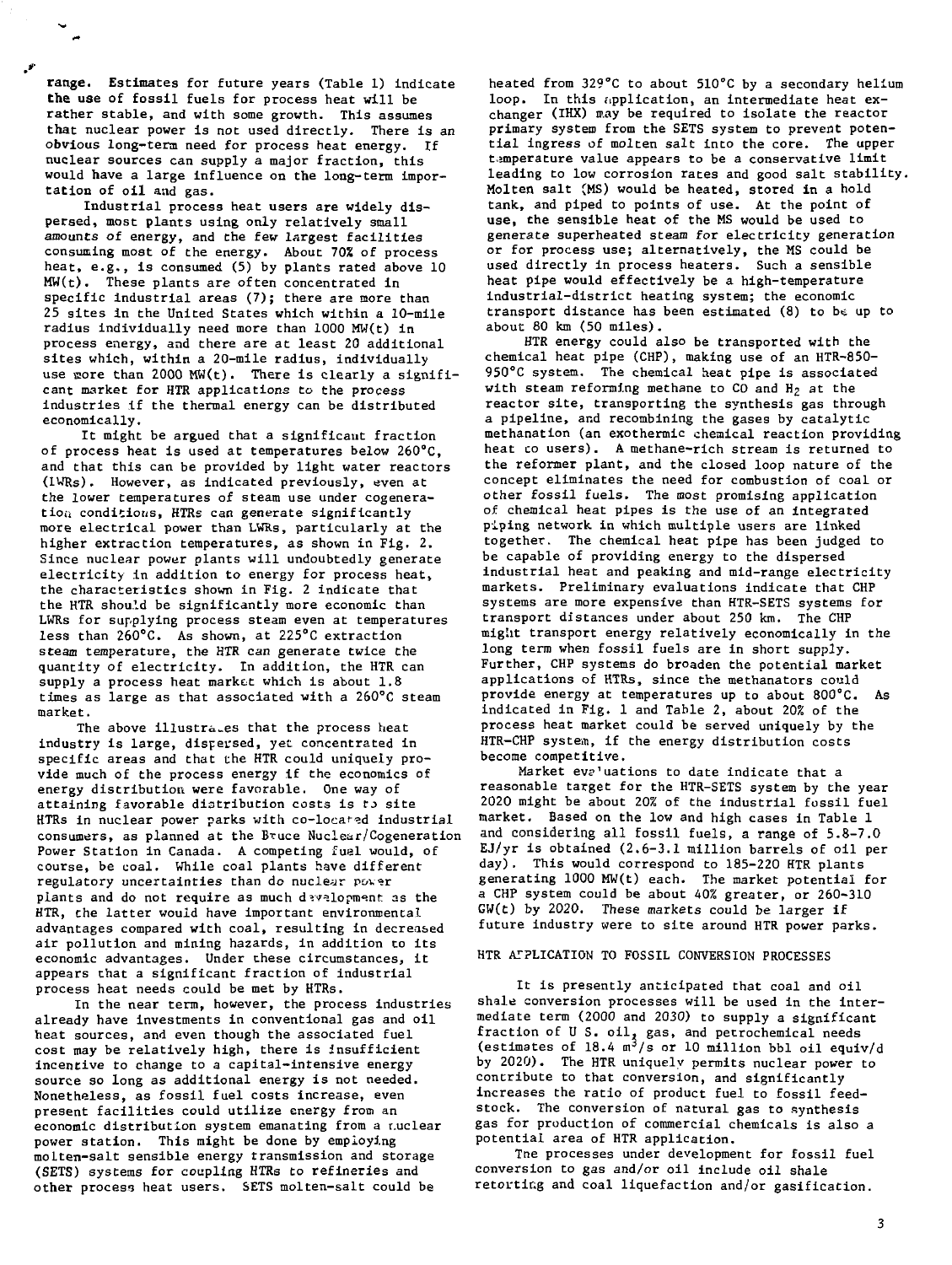range. Estimates for future years (Table 1) indicate the use of fossil fuels for process heat will be rather stable, and with some growth. This assumes that nuclear power is not used directly. There is an obvious long-term need for process heat energy. If nuclear sources can supply a major fraction, this would have a large influence on the long-term importation of oil and gas.

Industrial process heat users are widely dispersed, most plants using only relatively small amounts of energy, and the few largest facilities consuming most of the energy. About 70% of process heat, e.g., is consumed (5) by plants rated above 10 MW(t). These plants are often concentrated in specific industrial areas (7); there are more than 25 sites in the United States which within a 10-mile radius individually need more than 1000 MW(t) in process energy, and there are at least 20 additional sites which, within a 20-mile radius, individually use more than 2000 MW(t). There is clearly a significant market for HTR applications to the process industries if the thermal energy can be distributed economically.

It might be argued that a significant fraction of process heat is used at temperatures below 260°C, and that this can be provided by light water reactors (LWRs). However, as indicated previously, even at the lower temperatures of steam use under cogeneration conditions, HTRs can generate significantly more electrical power than LWRs, particularly at the higher extraction temperatures, as shown in Fig. 2. Since nuclear power plants will undoubtedly generate electricity in addition to energy for process heat, the characteristics shown in Fig. 2 indicate that the HTR should be significantly more economic than LWRs for supplying process steam even at temperatures less than 260°C. As shown, at 225°C extraction steam temperature, the HTR can generate twice the quantity of electricity. In addition, the HTR can supply a process heat market which is about 1.8 times as large as that associated with a 260°C steam market.

The above illustrates that the process heat industry is large, dispersed, yet concentrated in specific areas and that the HTR could uniquely provide much of the process energy if the economics of energy distribution were favorable. One way of attaining favorable distribution costs is to site HTRs in nuclear power parks with co-located industrial consumers, as planned at the Bruce Nuclear/Cogeneration Power Station in Canada. A competing fuel would, of course, be coal. While coal plants have different regulatory uncertainties than do nuclear power plants and do not require as much development as the HTR, the latter would have important environmental advantages compared with coal, resulting in decreased air pollution and mining hazards, in addition to its economic advantages. Under these circumstances, it appears that a significant fraction of industrial process heat needs could be met by HTRs.

In the near term, however, the process industries already have investments in conventional gas and oil heat sources, and even though the associated fuel cost may be relatively high, there is insufficient incentive to change to a capital-intensive energy source so long as additional energy is not needed. Nonetheless, as fossil fuel costs increase, even present facilities could utilize energy from an economic distribution system emanating from a nuclear power station. This might be done by employing molten-salt sensible energy transmission and storage (SETS) systems for coupling HTRs to refineries and other process heat users. SETS molten-salt could be heated from 329°C to about 510°C by a secondary helium loop. In this application, an intermediate heat exchanger (IHX) may be required to isolate the reactor primary system from the SETS system to prevent potential ingress of molten salt into the core. The upper temperature value appears to be a conservative limit leading to low corrosion rates and good salt stability. Molten salt (MS) would be heated, stored in a hold tank, and piped to points of use. At the point of use, the sensible heat of the MS would be used to generate superheated steam for electricity generation or for process use; alternatively, the MS could be used directly in process heaters. Such a sensible heat pipe would effectively be a high-temperature industrial-district heating system; the economic transport distance has been estimated (8) to be up to about 80 km (50 miles).

HTR energy could also be transported with the chemical heat pipe (CHP), making use of an HTR-850–950°C system. The chemical heat pipe is associated with steam reforming methane to CO and $H_2$ at the reactor site, transporting the synthesis gas through a pipeline, and recombining the gases by catalytic methanation (an exothermic chemical reaction providing heat to users). A methane-rich stream is returned to the reformer plant, and the closed loop nature of the concept eliminates the need for combustion of coal or other fossil fuels. The most promising application of chemical heat pipes is the use of an integrated piping network in which multiple users are linked together. The chemical heat pipe has been judged to be capable of providing energy to the dispersed industrial heat and peaking and mid-range electricity markets. Preliminary evaluations indicate that CHP systems are more expensive than HTR-SETS systems for transport distances under about 250 km. The CHP might transport energy relatively economically in the long term when fossil fuels are in short supply. Further, CHP systems do broaden the potential market applications of HTRs, since the methanators could provide energy at temperatures up to about 800°C. As indicated in Fig. 1 and Table 2, about 20% of the process heat market could be served uniquely by the HTR-CHP system, if the energy distribution costs become competitive.

Market evaluations to date indicate that a reasonable target for the HTR-SETS system by the year 2020 might be about 20% of the industrial fossil fuel market. Based on the low and high cases in Table 1 and considering all fossil fuels, a range of 5.8–7.0 EJ/yr is obtained (2.6–3.1 million barrels of oil per day). This would correspond to 185–220 HTR plants generating 1000 MW(t) each. The market potential for a CHP system could be about 40% greater, or 260–310 GW(t) by 2020. These markets could be larger if future industry were to site around HTR power parks.

## HTR APPLICATION TO FOSSIL CONVERSION PROCESSES

It is presently anticipated that coal and oil shale conversion processes will be used in the intermediate term (2000 and 2030) to supply a significant fraction of U S. oil, gas, and petrochemical needs (estimates of 18.4 $m^3/s$ or 10 million bbl oil equiv/d by 2020). The HTR uniquely permits nuclear power to contribute to that conversion, and significantly increases the ratio of product fuel to fossil feedstock. The conversion of natural gas to synthesis gas for production of commercial chemicals is also a potential area of HTR application.

The processes under development for fossil fuel conversion to gas and/or oil include oil shale retorting and coal liquefaction and/or gasification.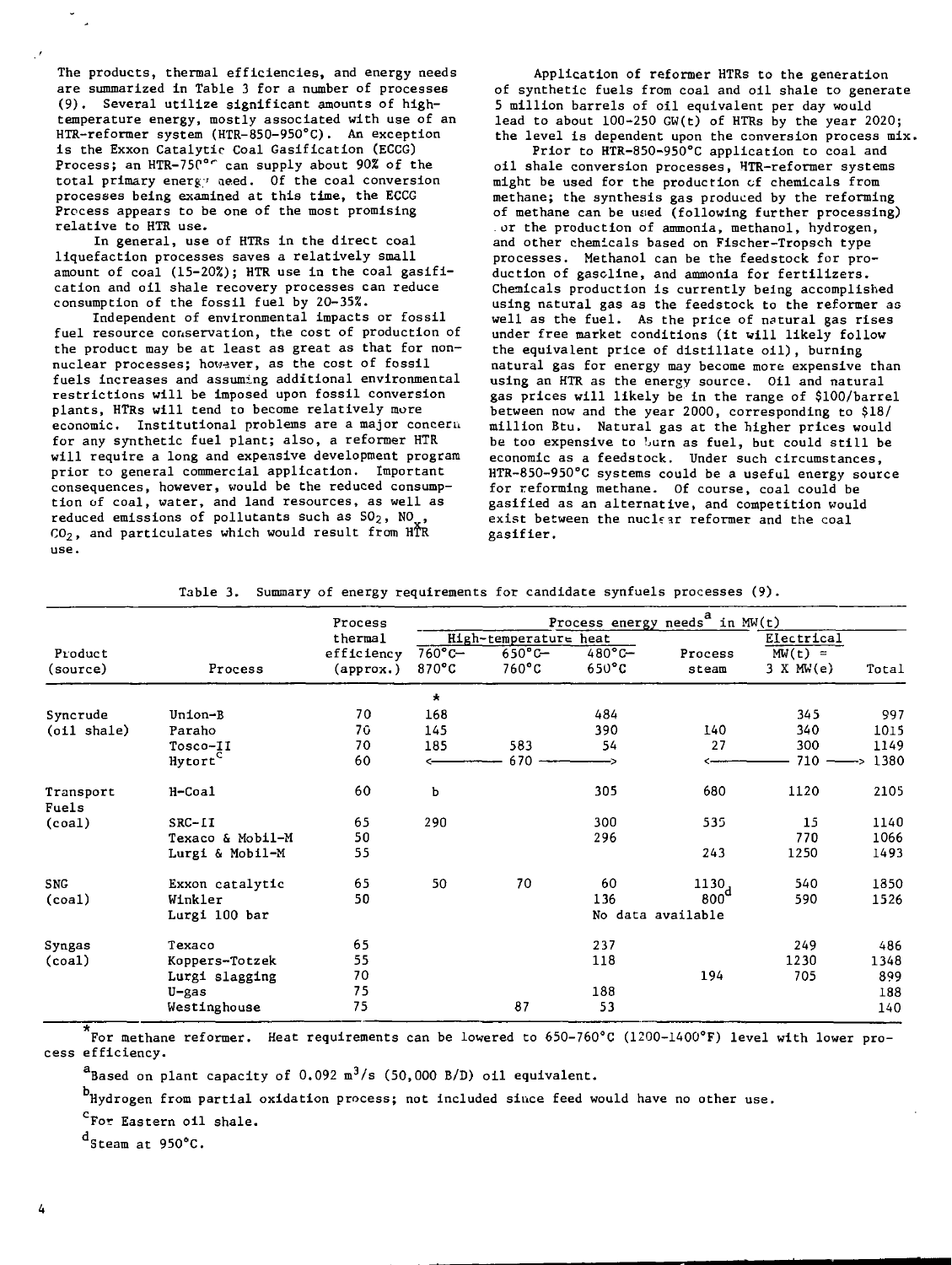The products, thermal efficiencies, and energy needs are summarized in Table 3 for a number of processes (9). Several utilize significant amounts of high-temperature energy, mostly associated with use of an HTR-reformer system (HTR-850-950°C). An exception is the Exxon Catalytic Coal Gasification (ECCG) Process; an HTR-750°C can supply about 90% of the total primary energy need. Of the coal conversion processes being examined at this time, the ECCG Process appears to be one of the most promising relative to HTR use.

In general, use of HTRs in the direct coal liquefaction processes saves a relatively small amount of coal (15-20%); HTR use in the coal gasification and oil shale recovery processes can reduce consumption of the fossil fuel by 20-35%.

Independent of environmental impacts or fossil fuel resource conservation, the cost of production of the product may be at least as great as that for non-nuclear processes; however, as the cost of fossil fuels increases and assuming additional environmental restrictions will be imposed upon fossil conversion plants, HTRs will tend to become relatively more economic. Institutional problems are a major concern for any synthetic fuel plant; also, a reformer HTR will require a long and expensive development program prior to general commercial application. Important consequences, however, would be the reduced consumption of coal, water, and land resources, as well as reduced emissions of pollutants such as $SO_2$, $NO_x$, $CO_2$, and particulates which would result from HTR use.

Application of reformer HTRs to the generation of synthetic fuels from coal and oil shale to generate 5 million barrels of oil equivalent per day would lead to about 100-250 GW(t) of HTRs by the year 2020; the level is dependent upon the conversion process mix.

Prior to HTR-850-950°C application to coal and oil shale conversion processes, HTR-reformer systems might be used for the production of chemicals from methane; the synthesis gas produced by the reforming of methane can be used (following further processing) for the production of ammonia, methanol, hydrogen, and other chemicals based on Fischer-Tropsch type processes. Methanol can be the feedstock for production of gasoline, and ammonia for fertilizers. Chemicals production is currently being accomplished using natural gas as the feedstock to the reformer as well as the fuel. As the price of natural gas rises under free market conditions (it will likely follow the equivalent price of distillate oil), burning natural gas for energy may become more expensive than using an HTR as the energy source. Oil and natural gas prices will likely be in the range of $100/barrel between now and the year 2000, corresponding to $18/million Btu. Natural gas at the higher prices would be too expensive to burn as fuel, but could still be economic as a feedstock. Under such circumstances, HTR-850-950°C systems could be a useful energy source for reforming methane. Of course, coal could be gasified as an alternative, and competition would exist between the nuclear reformer and the coal gasifier.

Table 3. Summary of energy requirements for candidate synfuels processes (9).

| Product (source) | Process | Process thermal efficiency (approx.) | Process energy needs[a] in MW(t): High-temperature heat 760°C–870°C [*] | 650°C–760°C | 480°C–650°C | Process steam | Electrical MW(t) = 3 X MW(e) | Total |
|---|---|---|---|---|---|---|---|---|
| Syncrude (oil shale) | Union-B | 70 | 168 | | 484 | | 345 | 997 |
| | Paraho | 70 | 145 | | 390 | 140 | 340 | 1015 |
| | Tosco-II | 70 | 185 | 583 | 54 | 27 | 300 | 1149 |
| | Hytort[c] | 60 | ← 670 → | | | ← 710 → | | 1380 |
| Transport Fuels (coal) | H-Coal | 60 | b | | 305 | 680 | 1120 | 2105 |
| | SRC-II | 65 | 290 | | 300 | 535 | 15 | 1140 |
| | Texaco & Mobil-M | 50 | | | 296 | | 770 | 1066 |
| | Lurgi & Mobil-M | 55 | | | | 243 | 1250 | 1493 |
| SNG (coal) | Exxon catalytic | 65 | 50 | 70 | 60 | 1130 | 540 | 1850 |
| | Winkler | 50 | | | 136 | 800[d] | 590 | 1526 |
| | Lurgi 100 bar | | No data available | | | | | |
| Syngas (coal) | Texaco | 65 | | | 237 | | 249 | 486 |
| | Koppers-Totzek | 55 | | | 118 | | 1230 | 1348 |
| | Lurgi slagging | 70 | | | | 194 | 705 | 899 |
| | U-gas | 75 | | | 188 | | | 188 |
| | Westinghouse | 75 | | 87 | 53 | | | 140 |

*For methane reformer. Heat requirements can be lowered to 650-760°C (1200-1400°F) level with lower process efficiency.

[a]Based on plant capacity of 0.092 $m^3/s$ (50,000 B/D) oil equivalent.

[b]Hydrogen from partial oxidation process; not included since feed would have no other use.

[c]For Eastern oil shale.

[d]Steam at 950°C.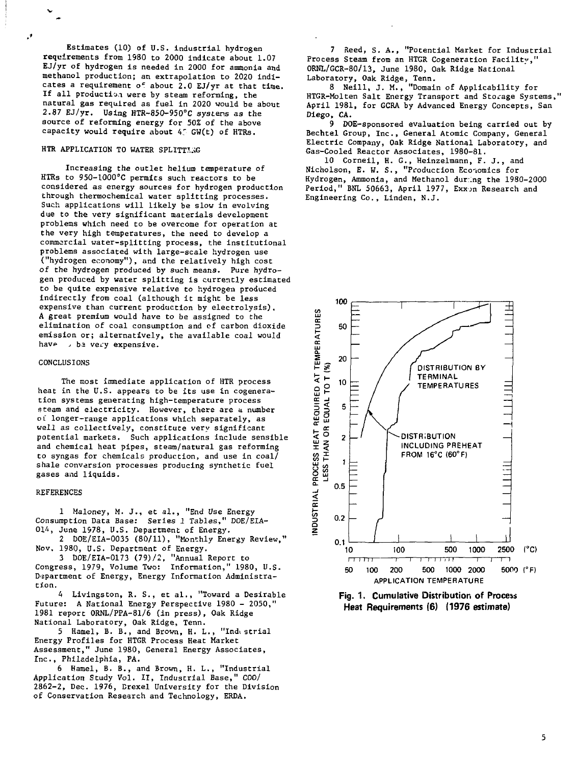Estimates (10) of U.S. industrial hydrogen requirements from 1980 to 2000 indicate about 1.07 EJ/yr of hydrogen is needed in 2000 for ammonia and methanol production; an extrapolation to 2020 indicates a requirement of about 2.0 EJ/yr at that time. If all production were by steam reforming, the natural gas required as fuel in 2020 would be about 2.87 EJ/yr. Using HTR-850-950°C systems as the source of reforming energy for 50% of the above capacity would require about 45 GW(t) of HTRs.

## HTR APPLICATION TO WATER SPLITTING

Increasing the outlet helium temperature of HTRs to 950-1000°C permits such reactors to be considered as energy sources for hydrogen production through thermochemical water splitting processes. Such applications will likely be slow in evolving due to the very significant materials development problems which need to be overcome for operation at the very high temperatures, the need to develop a commercial water-splitting process, the institutional problems associated with large-scale hydrogen use ("hydrogen economy"), and the relatively high cost of the hydrogen produced by such means. Pure hydrogen produced by water splitting is currently estimated to be quite expensive relative to hydrogen produced indirectly from coal (although it might be less expensive than current production by electrolysis). A great premium would have to be assigned to the elimination of coal consumption and of carbon dioxide emission or; alternatively, the available coal would have to be very expensive.

## CONCLUSIONS

The most immediate application of HTR process heat in the U.S. appears to be its use in cogeneration systems generating high-temperature process steam and electricity. However, there are a number of longer-range applications which separately, as well as collectively, constitute very significant potential markets. Such applications include sensible and chemical heat pipes, steam/natural gas reforming to syngas for chemicals production, and use in coal/shale conversion processes producing synthetic fuel gases and liquids.

## REFERENCES

1 Maloney, M. J., et al., "End Use Energy Consumption Data Base: Series 1 Tables," DOE/EIA-014, June 1978, U.S. Department of Energy.

2 DOE/EIA-0035 (80/11), "Monthly Energy Review," Nov. 1980, U.S. Department of Energy.

3 DOE/EIA-0173 (79)/2, "Annual Report to Congress, 1979, Volume Two: Information," 1980, U.S. Department of Energy, Energy Information Administration.

4 Livingston, R. S., et al., "Toward a Desirable Future: A National Energy Perspective 1980 - 2050," 1981 report ORNL/PPA-81/6 (in press), Oak Ridge National Laboratory, Oak Ridge, Tenn.

5 Hamel, B. B., and Brown, H. L., "Industrial Energy Profiles for HTGR Process Heat Market Assessment," June 1980, General Energy Associates, Inc., Philadelphia, PA.

6 Hamel, B. B., and Brown, H. L., "Industrial Application Study Vol. II, Industrial Base," COO/2862-2, Dec. 1976, Drexel University for the Division of Conservation Research and Technology, ERDA.

7 Reed, S. A., "Potential Market for Industrial Process Steam from an HTGR Cogeneration Facility," ORNL/GCR-80/13, June 1980, Oak Ridge National Laboratory, Oak Ridge, Tenn.

8 Neill, J. M., "Domain of Applicability for HTGR-Molten Salt Energy Transport and Storage Systems," April 1981, for GCRA by Advanced Energy Concepts, San Diego, CA.

9 DOE-sponsored evaluation being carried out by Bechtel Group, Inc., General Atomic Company, General Electric Company, Oak Ridge National Laboratory, and Gas-Cooled Reactor Associates, 1980-81.

10 Corneil, H. G., Heinzelmann, F. J., and Nicholson, E. W. S., "Production Economics for Hydrogen, Ammonia, and Methanol during the 1980-2000 Period," BNL 50663, April 1977, Exxon Research and Engineering Co., Linden, N.J.

**Fig. 1. Cumulative Distribution of Process Heat Requirements (6) (1976 estimate)**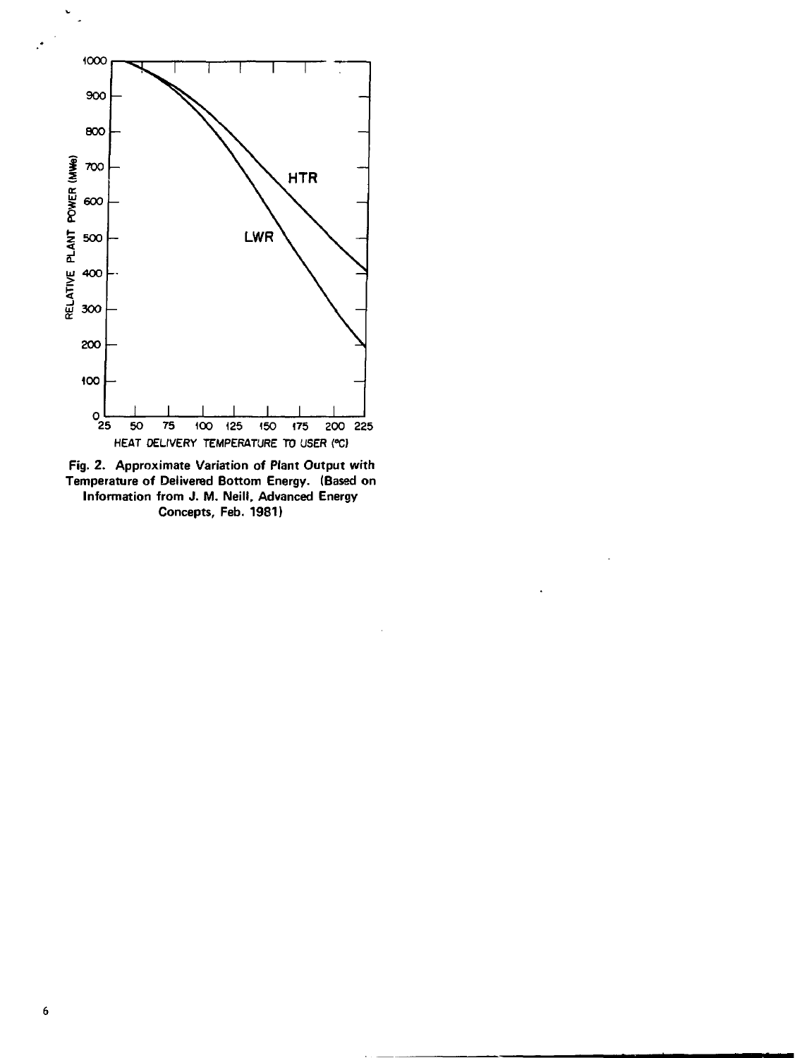1000
900
800
700
600
500
400
300
200
100
0

RELATIVE PLANT POWER (MWe)

HTR

LWR

25 50 75 100 125 150 175 200 225

HEAT DELIVERY TEMPERATURE TO USER (°C)

**Fig. 2. Approximate Variation of Plant Output with Temperature of Delivered Bottom Energy. (Based on Information from J. M. Neill, Advanced Energy Concepts, Feb. 1981)**